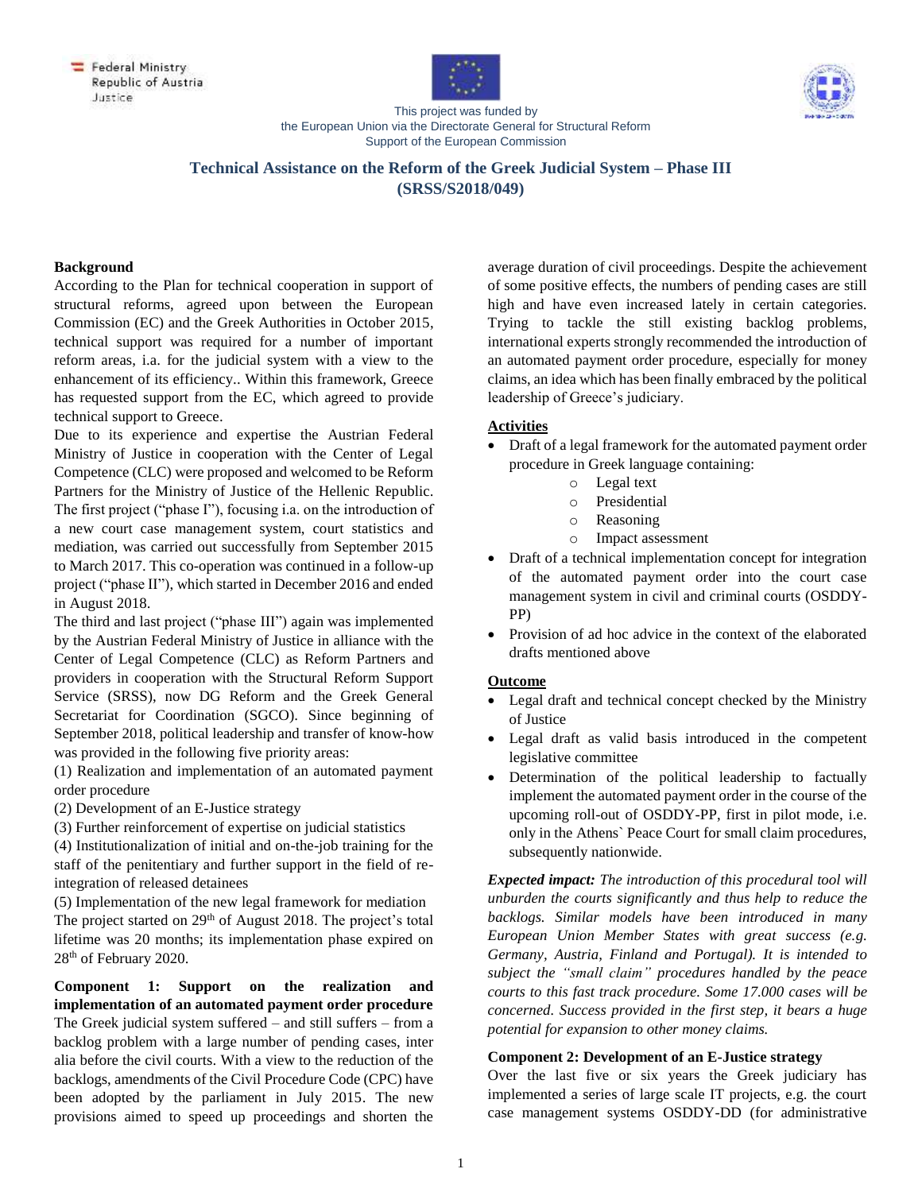Federal Ministry
Republic of Austria
Justice

This project was funded by
the European Union via the Directorate General for Structural Reform
Support of the European Commission

# Technical Assistance on the Reform of the Greek Judicial System – Phase III (SRSS/S2018/049)

**Background**

According to the Plan for technical cooperation in support of structural reforms, agreed upon between the European Commission (EC) and the Greek Authorities in October 2015, technical support was required for a number of important reform areas, i.a. for the judicial system with a view to the enhancement of its efficiency.. Within this framework, Greece has requested support from the EC, which agreed to provide technical support to Greece.

Due to its experience and expertise the Austrian Federal Ministry of Justice in cooperation with the Center of Legal Competence (CLC) were proposed and welcomed to be Reform Partners for the Ministry of Justice of the Hellenic Republic. The first project ("phase I"), focusing i.a. on the introduction of a new court case management system, court statistics and mediation, was carried out successfully from September 2015 to March 2017. This co-operation was continued in a follow-up project ("phase II"), which started in December 2016 and ended in August 2018.

The third and last project ("phase III") again was implemented by the Austrian Federal Ministry of Justice in alliance with the Center of Legal Competence (CLC) as Reform Partners and providers in cooperation with the Structural Reform Support Service (SRSS), now DG Reform and the Greek General Secretariat for Coordination (SGCO). Since beginning of September 2018, political leadership and transfer of know-how was provided in the following five priority areas:

(1) Realization and implementation of an automated payment order procedure

(2) Development of an E-Justice strategy

(3) Further reinforcement of expertise on judicial statistics

(4) Institutionalization of initial and on-the-job training for the staff of the penitentiary and further support in the field of re-integration of released detainees

(5) Implementation of the new legal framework for mediation

The project started on 29th of August 2018. The project's total lifetime was 20 months; its implementation phase expired on 28th of February 2020.

**Component 1: Support on the realization and implementation of an automated payment order procedure**

The Greek judicial system suffered – and still suffers – from a backlog problem with a large number of pending cases, inter alia before the civil courts. With a view to the reduction of the backlogs, amendments of the Civil Procedure Code (CPC) have been adopted by the parliament in July 2015. The new provisions aimed to speed up proceedings and shorten the average duration of civil proceedings. Despite the achievement of some positive effects, the numbers of pending cases are still high and have even increased lately in certain categories. Trying to tackle the still existing backlog problems, international experts strongly recommended the introduction of an automated payment order procedure, especially for money claims, an idea which has been finally embraced by the political leadership of Greece's judiciary.

**Activities**

- Draft of a legal framework for the automated payment order procedure in Greek language containing:
  - Legal text
  - Presidential
  - Reasoning
  - Impact assessment
- Draft of a technical implementation concept for integration of the automated payment order into the court case management system in civil and criminal courts (OSDDY-PP)
- Provision of ad hoc advice in the context of the elaborated drafts mentioned above

**Outcome**

- Legal draft and technical concept checked by the Ministry of Justice
- Legal draft as valid basis introduced in the competent legislative committee
- Determination of the political leadership to factually implement the automated payment order in the course of the upcoming roll-out of OSDDY-PP, first in pilot mode, i.e. only in the Athens` Peace Court for small claim procedures, subsequently nationwide.

***Expected impact:*** *The introduction of this procedural tool will unburden the courts significantly and thus help to reduce the backlogs. Similar models have been introduced in many European Union Member States with great success (e.g. Germany, Austria, Finland and Portugal). It is intended to subject the "small claim" procedures handled by the peace courts to this fast track procedure. Some 17.000 cases will be concerned. Success provided in the first step, it bears a huge potential for expansion to other money claims.*

**Component 2: Development of an E-Justice strategy**

Over the last five or six years the Greek judiciary has implemented a series of large scale IT projects, e.g. the court case management systems OSDDY-DD (for administrative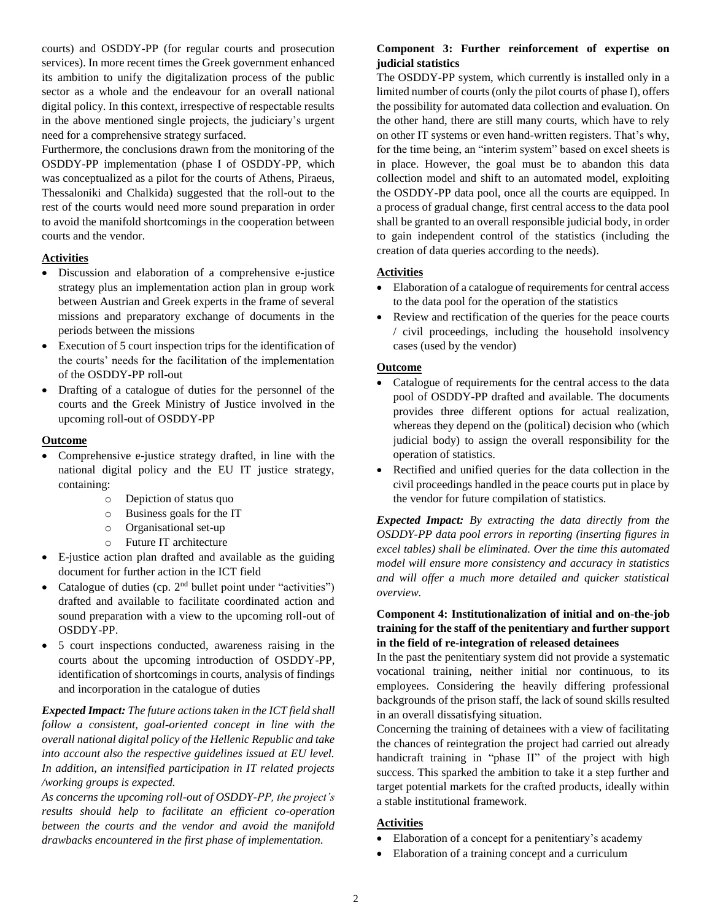courts) and OSDDY-PP (for regular courts and prosecution services). In more recent times the Greek government enhanced its ambition to unify the digitalization process of the public sector as a whole and the endeavour for an overall national digital policy. In this context, irrespective of respectable results in the above mentioned single projects, the judiciary's urgent need for a comprehensive strategy surfaced.

Furthermore, the conclusions drawn from the monitoring of the OSDDY-PP implementation (phase I of OSDDY-PP, which was conceptualized as a pilot for the courts of Athens, Piraeus, Thessaloniki and Chalkida) suggested that the roll-out to the rest of the courts would need more sound preparation in order to avoid the manifold shortcomings in the cooperation between courts and the vendor.

**Activities**

- Discussion and elaboration of a comprehensive e-justice strategy plus an implementation action plan in group work between Austrian and Greek experts in the frame of several missions and preparatory exchange of documents in the periods between the missions
- Execution of 5 court inspection trips for the identification of the courts' needs for the facilitation of the implementation of the OSDDY-PP roll-out
- Drafting of a catalogue of duties for the personnel of the courts and the Greek Ministry of Justice involved in the upcoming roll-out of OSDDY-PP

**Outcome**

- Comprehensive e-justice strategy drafted, in line with the national digital policy and the EU IT justice strategy, containing:
    - Depiction of status quo
    - Business goals for the IT
    - Organisational set-up
    - Future IT architecture
- E-justice action plan drafted and available as the guiding document for further action in the ICT field
- Catalogue of duties (cp. 2nd bullet point under "activities") drafted and available to facilitate coordinated action and sound preparation with a view to the upcoming roll-out of OSDDY-PP.
- 5 court inspections conducted, awareness raising in the courts about the upcoming introduction of OSDDY-PP, identification of shortcomings in courts, analysis of findings and incorporation in the catalogue of duties

***Expected Impact:*** *The future actions taken in the ICT field shall follow a consistent, goal-oriented concept in line with the overall national digital policy of the Hellenic Republic and take into account also the respective guidelines issued at EU level. In addition, an intensified participation in IT related projects /working groups is expected.*

*As concerns the upcoming roll-out of OSDDY-PP, the project's results should help to facilitate an efficient co-operation between the courts and the vendor and avoid the manifold drawbacks encountered in the first phase of implementation.*

**Component 3: Further reinforcement of expertise on judicial statistics**

The OSDDY-PP system, which currently is installed only in a limited number of courts (only the pilot courts of phase I), offers the possibility for automated data collection and evaluation. On the other hand, there are still many courts, which have to rely on other IT systems or even hand-written registers. That's why, for the time being, an "interim system" based on excel sheets is in place. However, the goal must be to abandon this data collection model and shift to an automated model, exploiting the OSDDY-PP data pool, once all the courts are equipped. In a process of gradual change, first central access to the data pool shall be granted to an overall responsible judicial body, in order to gain independent control of the statistics (including the creation of data queries according to the needs).

**Activities**

- Elaboration of a catalogue of requirements for central access to the data pool for the operation of the statistics
- Review and rectification of the queries for the peace courts / civil proceedings, including the household insolvency cases (used by the vendor)

**Outcome**

- Catalogue of requirements for the central access to the data pool of OSDDY-PP drafted and available. The documents provides three different options for actual realization, whereas they depend on the (political) decision who (which judicial body) to assign the overall responsibility for the operation of statistics.
- Rectified and unified queries for the data collection in the civil proceedings handled in the peace courts put in place by the vendor for future compilation of statistics.

***Expected Impact:*** *By extracting the data directly from the OSDDY-PP data pool errors in reporting (inserting figures in excel tables) shall be eliminated. Over the time this automated model will ensure more consistency and accuracy in statistics and will offer a much more detailed and quicker statistical overview.*

**Component 4: Institutionalization of initial and on-the-job training for the staff of the penitentiary and further support in the field of re-integration of released detainees**

In the past the penitentiary system did not provide a systematic vocational training, neither initial nor continuous, to its employees. Considering the heavily differing professional backgrounds of the prison staff, the lack of sound skills resulted in an overall dissatisfying situation.

Concerning the training of detainees with a view of facilitating the chances of reintegration the project had carried out already handicraft training in "phase II" of the project with high success. This sparked the ambition to take it a step further and target potential markets for the crafted products, ideally within a stable institutional framework.

**Activities**

- Elaboration of a concept for a penitentiary's academy
- Elaboration of a training concept and a curriculum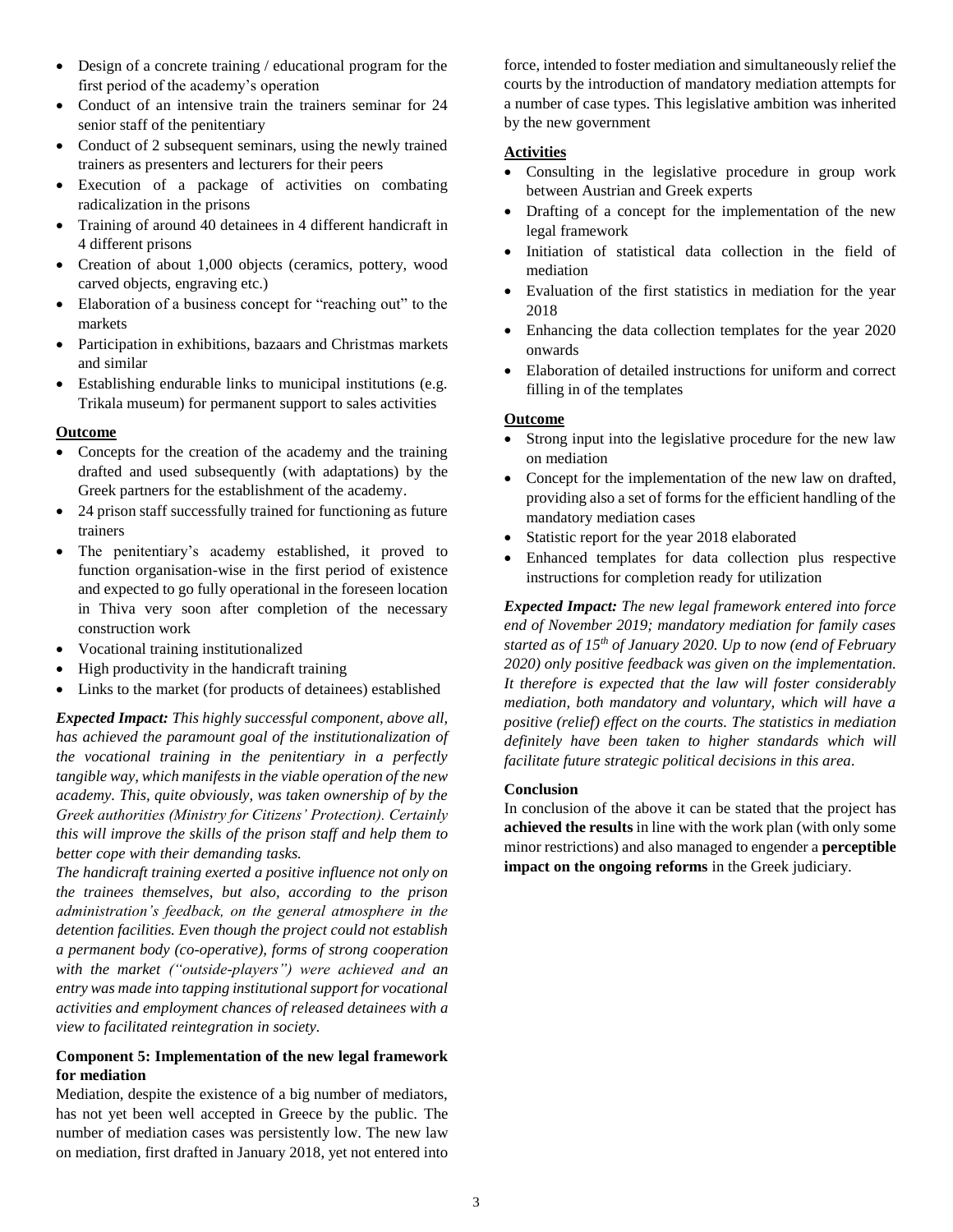- Design of a concrete training / educational program for the first period of the academy's operation
- Conduct of an intensive train the trainers seminar for 24 senior staff of the penitentiary
- Conduct of 2 subsequent seminars, using the newly trained trainers as presenters and lecturers for their peers
- Execution of a package of activities on combating radicalization in the prisons
- Training of around 40 detainees in 4 different handicraft in 4 different prisons
- Creation of about 1,000 objects (ceramics, pottery, wood carved objects, engraving etc.)
- Elaboration of a business concept for "reaching out" to the markets
- Participation in exhibitions, bazaars and Christmas markets and similar
- Establishing endurable links to municipal institutions (e.g. Trikala museum) for permanent support to sales activities

**Outcome**

- Concepts for the creation of the academy and the training drafted and used subsequently (with adaptations) by the Greek partners for the establishment of the academy.
- 24 prison staff successfully trained for functioning as future trainers
- The penitentiary's academy established, it proved to function organisation-wise in the first period of existence and expected to go fully operational in the foreseen location in Thiva very soon after completion of the necessary construction work
- Vocational training institutionalized
- High productivity in the handicraft training
- Links to the market (for products of detainees) established

***Expected Impact:*** *This highly successful component, above all, has achieved the paramount goal of the institutionalization of the vocational training in the penitentiary in a perfectly tangible way, which manifests in the viable operation of the new academy. This, quite obviously, was taken ownership of by the Greek authorities (Ministry for Citizens' Protection). Certainly this will improve the skills of the prison staff and help them to better cope with their demanding tasks.*

*The handicraft training exerted a positive influence not only on the trainees themselves, but also, according to the prison administration's feedback, on the general atmosphere in the detention facilities. Even though the project could not establish a permanent body (co-operative), forms of strong cooperation with the market ("outside-players") were achieved and an entry was made into tapping institutional support for vocational activities and employment chances of released detainees with a view to facilitated reintegration in society.*

**Component 5: Implementation of the new legal framework for mediation**

Mediation, despite the existence of a big number of mediators, has not yet been well accepted in Greece by the public. The number of mediation cases was persistently low. The new law on mediation, first drafted in January 2018, yet not entered into force, intended to foster mediation and simultaneously relief the courts by the introduction of mandatory mediation attempts for a number of case types. This legislative ambition was inherited by the new government

**Activities**

- Consulting in the legislative procedure in group work between Austrian and Greek experts
- Drafting of a concept for the implementation of the new legal framework
- Initiation of statistical data collection in the field of mediation
- Evaluation of the first statistics in mediation for the year 2018
- Enhancing the data collection templates for the year 2020 onwards
- Elaboration of detailed instructions for uniform and correct filling in of the templates

**Outcome**

- Strong input into the legislative procedure for the new law on mediation
- Concept for the implementation of the new law on drafted, providing also a set of forms for the efficient handling of the mandatory mediation cases
- Statistic report for the year 2018 elaborated
- Enhanced templates for data collection plus respective instructions for completion ready for utilization

***Expected Impact:*** *The new legal framework entered into force end of November 2019; mandatory mediation for family cases started as of 15th of January 2020. Up to now (end of February 2020) only positive feedback was given on the implementation. It therefore is expected that the law will foster considerably mediation, both mandatory and voluntary, which will have a positive (relief) effect on the courts. The statistics in mediation definitely have been taken to higher standards which will facilitate future strategic political decisions in this area.*

**Conclusion**

In conclusion of the above it can be stated that the project has **achieved the results** in line with the work plan (with only some minor restrictions) and also managed to engender a **perceptible impact on the ongoing reforms** in the Greek judiciary.